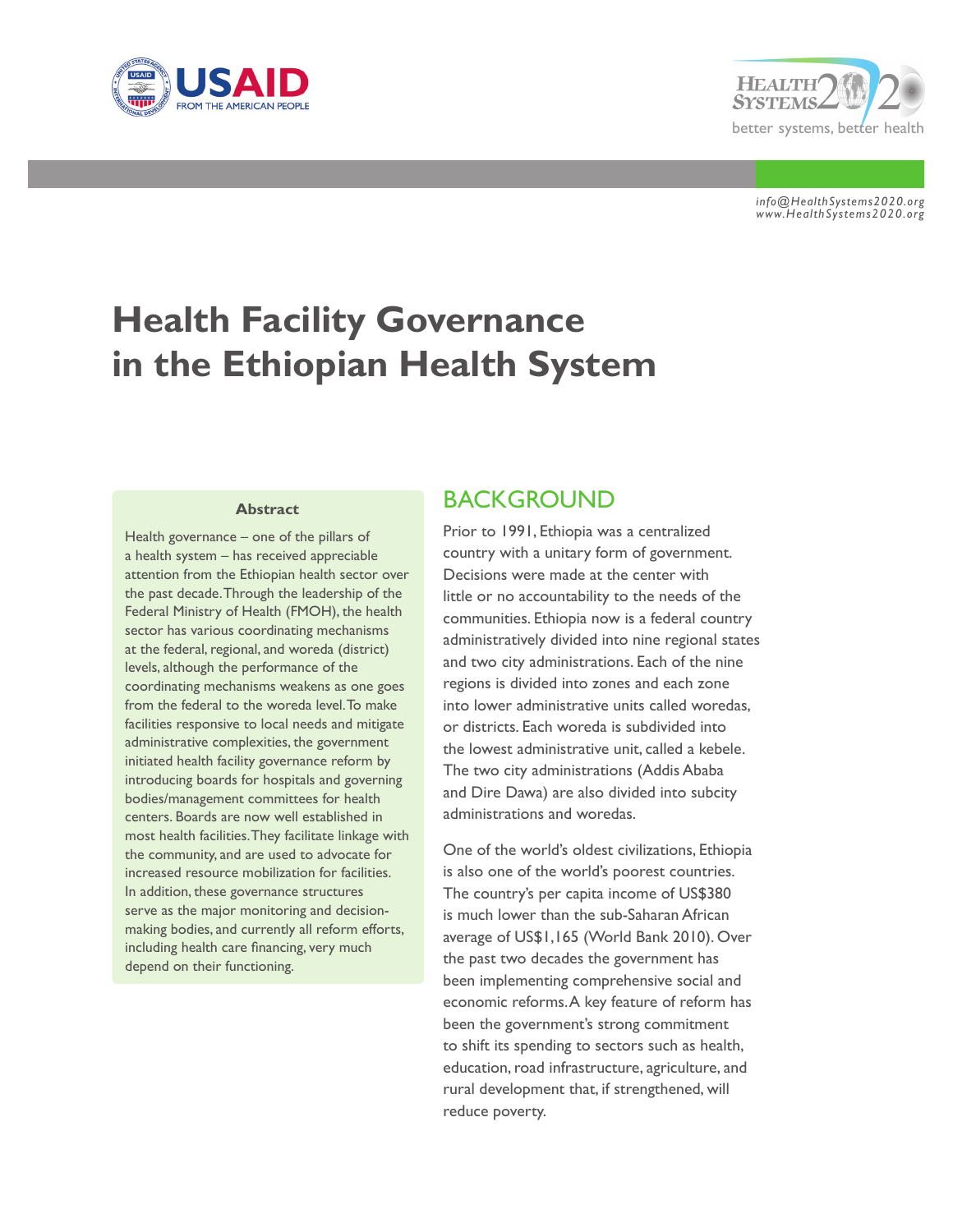info@HealthSystems2020.org
www.HealthSystems2020.org

# Health Facility Governance in the Ethiopian Health System

**Abstract**

Health governance – one of the pillars of a health system – has received appreciable attention from the Ethiopian health sector over the past decade. Through the leadership of the Federal Ministry of Health (FMOH), the health sector has various coordinating mechanisms at the federal, regional, and woreda (district) levels, although the performance of the coordinating mechanisms weakens as one goes from the federal to the woreda level. To make facilities responsive to local needs and mitigate administrative complexities, the government initiated health facility governance reform by introducing boards for hospitals and governing bodies/management committees for health centers. Boards are now well established in most health facilities. They facilitate linkage with the community, and are used to advocate for increased resource mobilization for facilities. In addition, these governance structures serve as the major monitoring and decision-making bodies, and currently all reform efforts, including health care financing, very much depend on their functioning.

## BACKGROUND

Prior to 1991, Ethiopia was a centralized country with a unitary form of government. Decisions were made at the center with little or no accountability to the needs of the communities. Ethiopia now is a federal country administratively divided into nine regional states and two city administrations. Each of the nine regions is divided into zones and each zone into lower administrative units called woredas, or districts. Each woreda is subdivided into the lowest administrative unit, called a kebele. The two city administrations (Addis Ababa and Dire Dawa) are also divided into subcity administrations and woredas.

One of the world's oldest civilizations, Ethiopia is also one of the world's poorest countries. The country's per capita income of US$380 is much lower than the sub-Saharan African average of US$1,165 (World Bank 2010). Over the past two decades the government has been implementing comprehensive social and economic reforms. A key feature of reform has been the government's strong commitment to shift its spending to sectors such as health, education, road infrastructure, agriculture, and rural development that, if strengthened, will reduce poverty.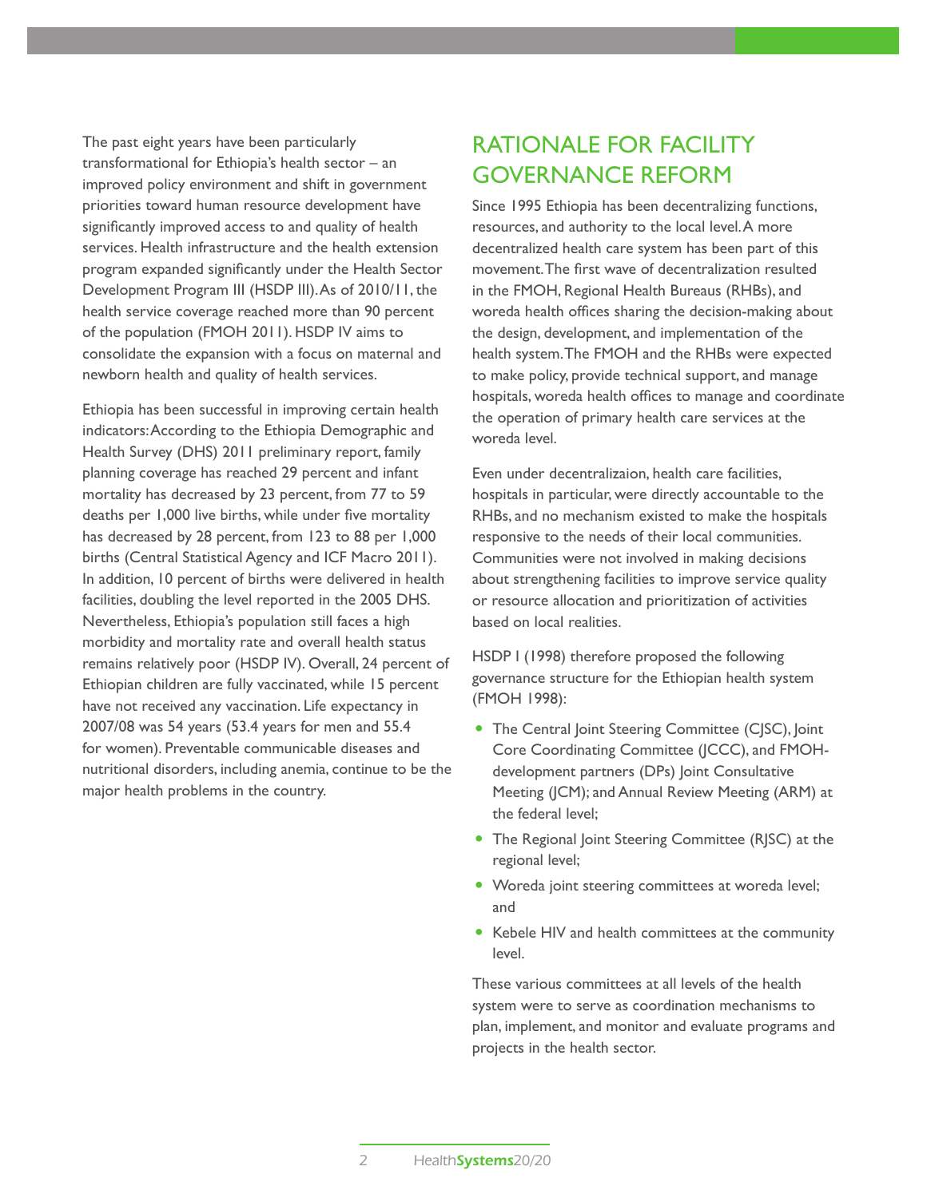The past eight years have been particularly transformational for Ethiopia's health sector – an improved policy environment and shift in government priorities toward human resource development have significantly improved access to and quality of health services. Health infrastructure and the health extension program expanded significantly under the Health Sector Development Program III (HSDP III). As of 2010/11, the health service coverage reached more than 90 percent of the population (FMOH 2011). HSDP IV aims to consolidate the expansion with a focus on maternal and newborn health and quality of health services.

Ethiopia has been successful in improving certain health indicators: According to the Ethiopia Demographic and Health Survey (DHS) 2011 preliminary report, family planning coverage has reached 29 percent and infant mortality has decreased by 23 percent, from 77 to 59 deaths per 1,000 live births, while under five mortality has decreased by 28 percent, from 123 to 88 per 1,000 births (Central Statistical Agency and ICF Macro 2011). In addition, 10 percent of births were delivered in health facilities, doubling the level reported in the 2005 DHS. Nevertheless, Ethiopia's population still faces a high morbidity and mortality rate and overall health status remains relatively poor (HSDP IV). Overall, 24 percent of Ethiopian children are fully vaccinated, while 15 percent have not received any vaccination. Life expectancy in 2007/08 was 54 years (53.4 years for men and 55.4 for women). Preventable communicable diseases and nutritional disorders, including anemia, continue to be the major health problems in the country.

## RATIONALE FOR FACILITY GOVERNANCE REFORM

Since 1995 Ethiopia has been decentralizing functions, resources, and authority to the local level. A more decentralized health care system has been part of this movement. The first wave of decentralization resulted in the FMOH, Regional Health Bureaus (RHBs), and woreda health offices sharing the decision-making about the design, development, and implementation of the health system. The FMOH and the RHBs were expected to make policy, provide technical support, and manage hospitals, woreda health offices to manage and coordinate the operation of primary health care services at the woreda level.

Even under decentralizaion, health care facilities, hospitals in particular, were directly accountable to the RHBs, and no mechanism existed to make the hospitals responsive to the needs of their local communities. Communities were not involved in making decisions about strengthening facilities to improve service quality or resource allocation and prioritization of activities based on local realities.

HSDP I (1998) therefore proposed the following governance structure for the Ethiopian health system (FMOH 1998):

- The Central Joint Steering Committee (CJSC), Joint Core Coordinating Committee (JCCC), and FMOH-development partners (DPs) Joint Consultative Meeting (JCM); and Annual Review Meeting (ARM) at the federal level;
- The Regional Joint Steering Committee (RJSC) at the regional level;
- Woreda joint steering committees at woreda level; and
- Kebele HIV and health committees at the community level.

These various committees at all levels of the health system were to serve as coordination mechanisms to plan, implement, and monitor and evaluate programs and projects in the health sector.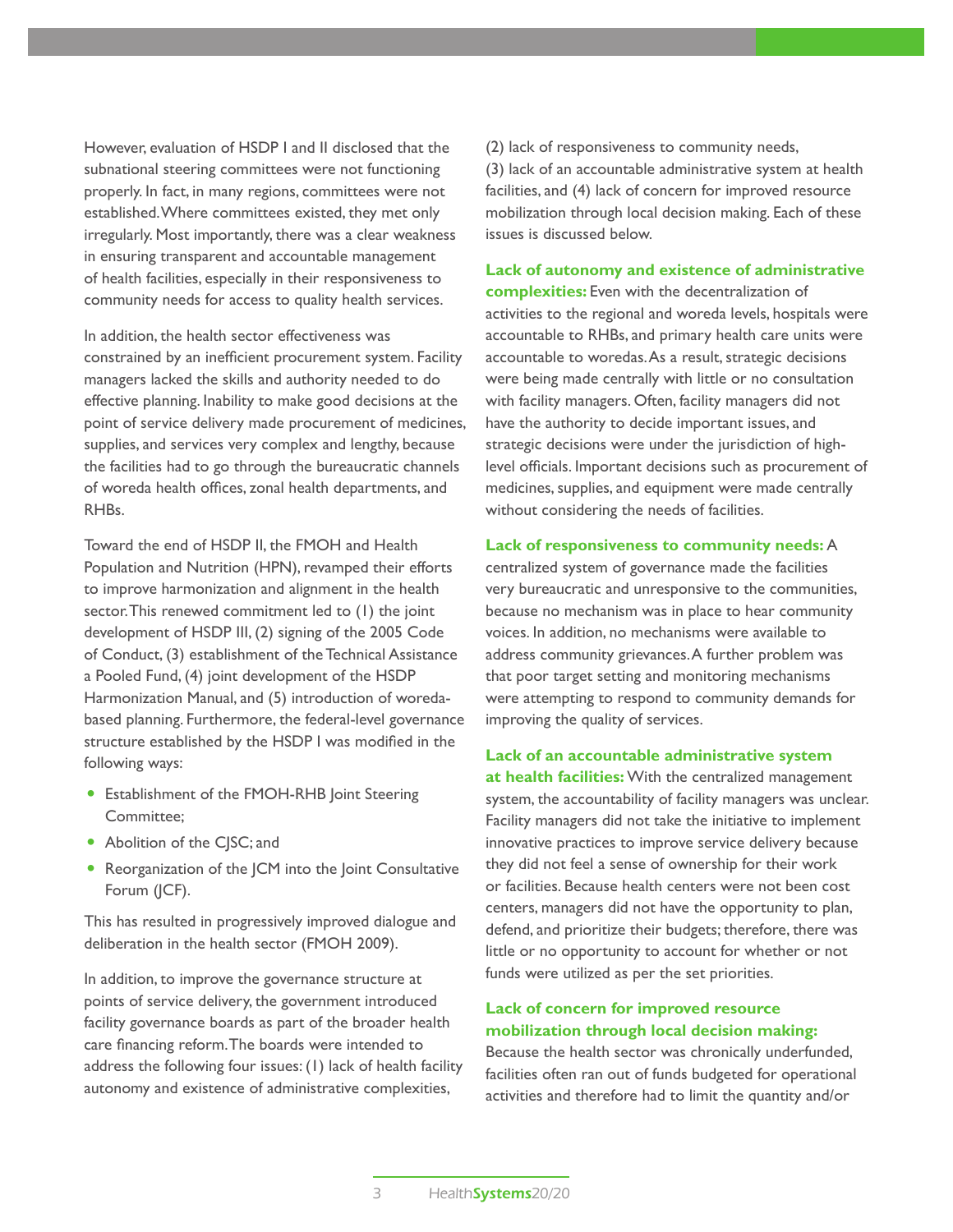However, evaluation of HSDP I and II disclosed that the subnational steering committees were not functioning properly. In fact, in many regions, committees were not established. Where committees existed, they met only irregularly. Most importantly, there was a clear weakness in ensuring transparent and accountable management of health facilities, especially in their responsiveness to community needs for access to quality health services.

In addition, the health sector effectiveness was constrained by an inefficient procurement system. Facility managers lacked the skills and authority needed to do effective planning. Inability to make good decisions at the point of service delivery made procurement of medicines, supplies, and services very complex and lengthy, because the facilities had to go through the bureaucratic channels of woreda health offices, zonal health departments, and RHBs.

Toward the end of HSDP II, the FMOH and Health Population and Nutrition (HPN), revamped their efforts to improve harmonization and alignment in the health sector. This renewed commitment led to (1) the joint development of HSDP III, (2) signing of the 2005 Code of Conduct, (3) establishment of the Technical Assistance a Pooled Fund, (4) joint development of the HSDP Harmonization Manual, and (5) introduction of woreda-based planning. Furthermore, the federal-level governance structure established by the HSDP I was modified in the following ways:

- Establishment of the FMOH-RHB Joint Steering Committee;
- Abolition of the CJSC; and
- Reorganization of the JCM into the Joint Consultative Forum (JCF).

This has resulted in progressively improved dialogue and deliberation in the health sector (FMOH 2009).

In addition, to improve the governance structure at points of service delivery, the government introduced facility governance boards as part of the broader health care financing reform. The boards were intended to address the following four issues: (1) lack of health facility autonomy and existence of administrative complexities, (2) lack of responsiveness to community needs, (3) lack of an accountable administrative system at health facilities, and (4) lack of concern for improved resource mobilization through local decision making. Each of these issues is discussed below.

**Lack of autonomy and existence of administrative complexities:** Even with the decentralization of activities to the regional and woreda levels, hospitals were accountable to RHBs, and primary health care units were accountable to woredas. As a result, strategic decisions were being made centrally with little or no consultation with facility managers. Often, facility managers did not have the authority to decide important issues, and strategic decisions were under the jurisdiction of high-level officials. Important decisions such as procurement of medicines, supplies, and equipment were made centrally without considering the needs of facilities.

**Lack of responsiveness to community needs:** A centralized system of governance made the facilities very bureaucratic and unresponsive to the communities, because no mechanism was in place to hear community voices. In addition, no mechanisms were available to address community grievances. A further problem was that poor target setting and monitoring mechanisms were attempting to respond to community demands for improving the quality of services.

**Lack of an accountable administrative system at health facilities:** With the centralized management system, the accountability of facility managers was unclear. Facility managers did not take the initiative to implement innovative practices to improve service delivery because they did not feel a sense of ownership for their work or facilities. Because health centers were not been cost centers, managers did not have the opportunity to plan, defend, and prioritize their budgets; therefore, there was little or no opportunity to account for whether or not funds were utilized as per the set priorities.

**Lack of concern for improved resource mobilization through local decision making:** Because the health sector was chronically underfunded, facilities often ran out of funds budgeted for operational activities and therefore had to limit the quantity and/or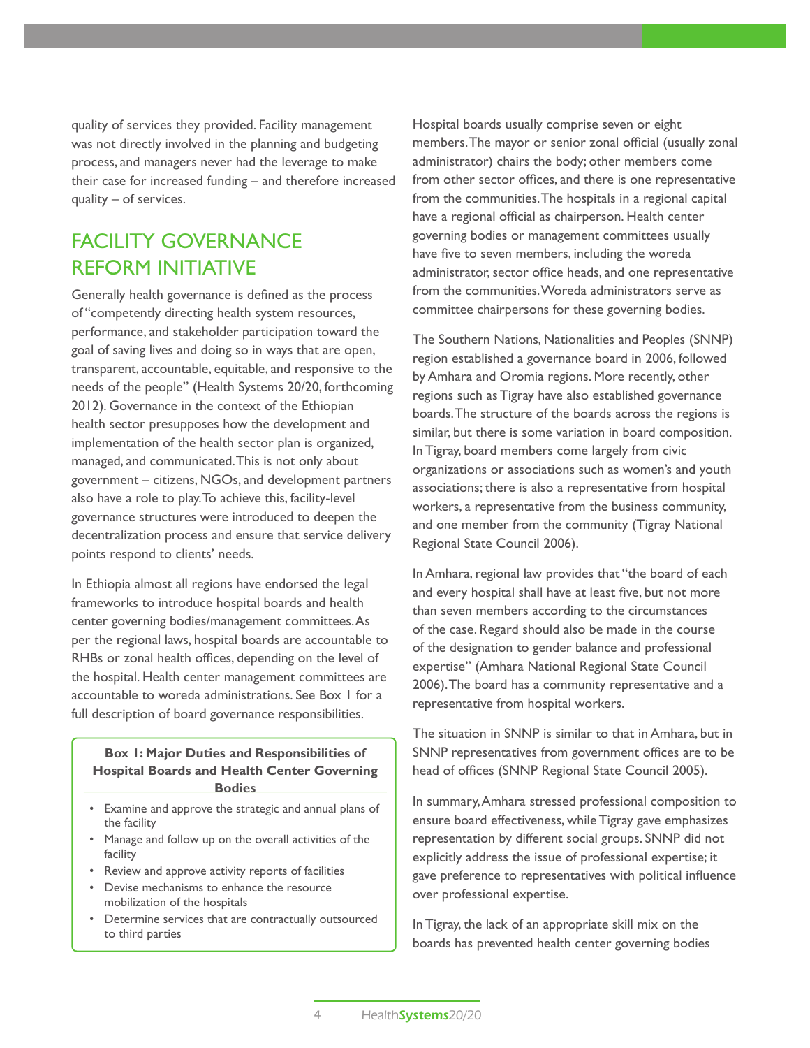quality of services they provided. Facility management was not directly involved in the planning and budgeting process, and managers never had the leverage to make their case for increased funding – and therefore increased quality – of services.

## FACILITY GOVERNANCE REFORM INITIATIVE

Generally health governance is defined as the process of "competently directing health system resources, performance, and stakeholder participation toward the goal of saving lives and doing so in ways that are open, transparent, accountable, equitable, and responsive to the needs of the people" (Health Systems 20/20, forthcoming 2012). Governance in the context of the Ethiopian health sector presupposes how the development and implementation of the health sector plan is organized, managed, and communicated. This is not only about government – citizens, NGOs, and development partners also have a role to play. To achieve this, facility-level governance structures were introduced to deepen the decentralization process and ensure that service delivery points respond to clients' needs.

In Ethiopia almost all regions have endorsed the legal frameworks to introduce hospital boards and health center governing bodies/management committees. As per the regional laws, hospital boards are accountable to RHBs or zonal health offices, depending on the level of the hospital. Health center management committees are accountable to woreda administrations. See Box 1 for a full description of board governance responsibilities.

**Box 1: Major Duties and Responsibilities of Hospital Boards and Health Center Governing Bodies**

- Examine and approve the strategic and annual plans of the facility
- Manage and follow up on the overall activities of the facility
- Review and approve activity reports of facilities
- Devise mechanisms to enhance the resource mobilization of the hospitals
- Determine services that are contractually outsourced to third parties

Hospital boards usually comprise seven or eight members. The mayor or senior zonal official (usually zonal administrator) chairs the body; other members come from other sector offices, and there is one representative from the communities. The hospitals in a regional capital have a regional official as chairperson. Health center governing bodies or management committees usually have five to seven members, including the woreda administrator, sector office heads, and one representative from the communities. Woreda administrators serve as committee chairpersons for these governing bodies.

The Southern Nations, Nationalities and Peoples (SNNP) region established a governance board in 2006, followed by Amhara and Oromia regions. More recently, other regions such as Tigray have also established governance boards. The structure of the boards across the regions is similar, but there is some variation in board composition. In Tigray, board members come largely from civic organizations or associations such as women's and youth associations; there is also a representative from hospital workers, a representative from the business community, and one member from the community (Tigray National Regional State Council 2006).

In Amhara, regional law provides that "the board of each and every hospital shall have at least five, but not more than seven members according to the circumstances of the case. Regard should also be made in the course of the designation to gender balance and professional expertise" (Amhara National Regional State Council 2006). The board has a community representative and a representative from hospital workers.

The situation in SNNP is similar to that in Amhara, but in SNNP representatives from government offices are to be head of offices (SNNP Regional State Council 2005).

In summary, Amhara stressed professional composition to ensure board effectiveness, while Tigray gave emphasizes representation by different social groups. SNNP did not explicitly address the issue of professional expertise; it gave preference to representatives with political influence over professional expertise.

In Tigray, the lack of an appropriate skill mix on the boards has prevented health center governing bodies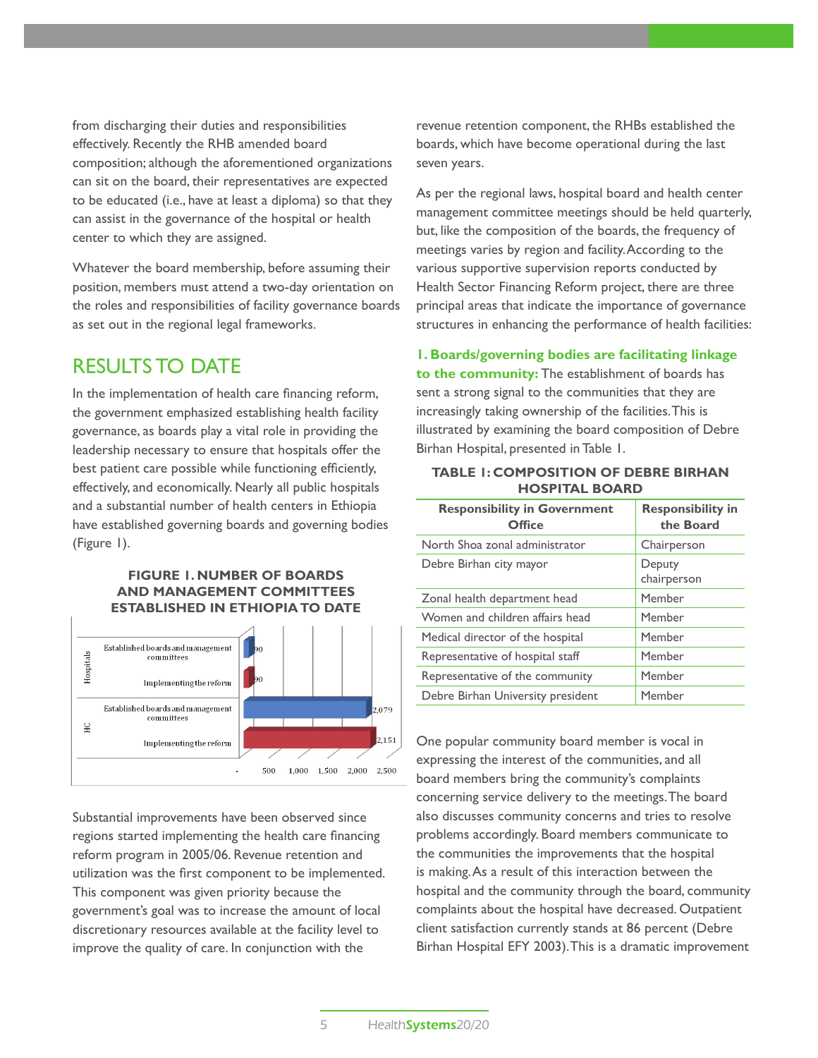from discharging their duties and responsibilities effectively. Recently the RHB amended board composition; although the aforementioned organizations can sit on the board, their representatives are expected to be educated (i.e., have at least a diploma) so that they can assist in the governance of the hospital or health center to which they are assigned.

Whatever the board membership, before assuming their position, members must attend a two-day orientation on the roles and responsibilities of facility governance boards as set out in the regional legal frameworks.

## RESULTS TO DATE

In the implementation of health care financing reform, the government emphasized establishing health facility governance, as boards play a vital role in providing the leadership necessary to ensure that hospitals offer the best patient care possible while functioning efficiently, effectively, and economically. Nearly all public hospitals and a substantial number of health centers in Ethiopia have established governing boards and governing bodies (Figure 1).

**FIGURE 1. NUMBER OF BOARDS AND MANAGEMENT COMMITTEES ESTABLISHED IN ETHIOPIA TO DATE**

| | | Number |
|---|---|---|
| Hospitals | Established boards and management committees | 90 |
| Hospitals | Implementing the reform | 90 |
| HC | Established boards and management committees | 2,079 |
| HC | Implementing the reform | 2,151 |

Substantial improvements have been observed since regions started implementing the health care financing reform program in 2005/06. Revenue retention and utilization was the first component to be implemented. This component was given priority because the government's goal was to increase the amount of local discretionary resources available at the facility level to improve the quality of care. In conjunction with the revenue retention component, the RHBs established the boards, which have become operational during the last seven years.

As per the regional laws, hospital board and health center management committee meetings should be held quarterly, but, like the composition of the boards, the frequency of meetings varies by region and facility. According to the various supportive supervision reports conducted by Health Sector Financing Reform project, there are three principal areas that indicate the importance of governance structures in enhancing the performance of health facilities:

**1. Boards/governing bodies are facilitating linkage to the community:** The establishment of boards has sent a strong signal to the communities that they are increasingly taking ownership of the facilities. This is illustrated by examining the board composition of Debre Birhan Hospital, presented in Table 1.

**TABLE 1: COMPOSITION OF DEBRE BIRHAN HOSPITAL BOARD**

| Responsibility in Government Office | Responsibility in the Board |
|---|---|
| North Shoa zonal administrator | Chairperson |
| Debre Birhan city mayor | Deputy chairperson |
| Zonal health department head | Member |
| Women and children affairs head | Member |
| Medical director of the hospital | Member |
| Representative of hospital staff | Member |
| Representative of the community | Member |
| Debre Birhan University president | Member |

One popular community board member is vocal in expressing the interest of the communities, and all board members bring the community's complaints concerning service delivery to the meetings. The board also discusses community concerns and tries to resolve problems accordingly. Board members communicate to the communities the improvements that the hospital is making. As a result of this interaction between the hospital and the community through the board, community complaints about the hospital have decreased. Outpatient client satisfaction currently stands at 86 percent (Debre Birhan Hospital EFY 2003). This is a dramatic improvement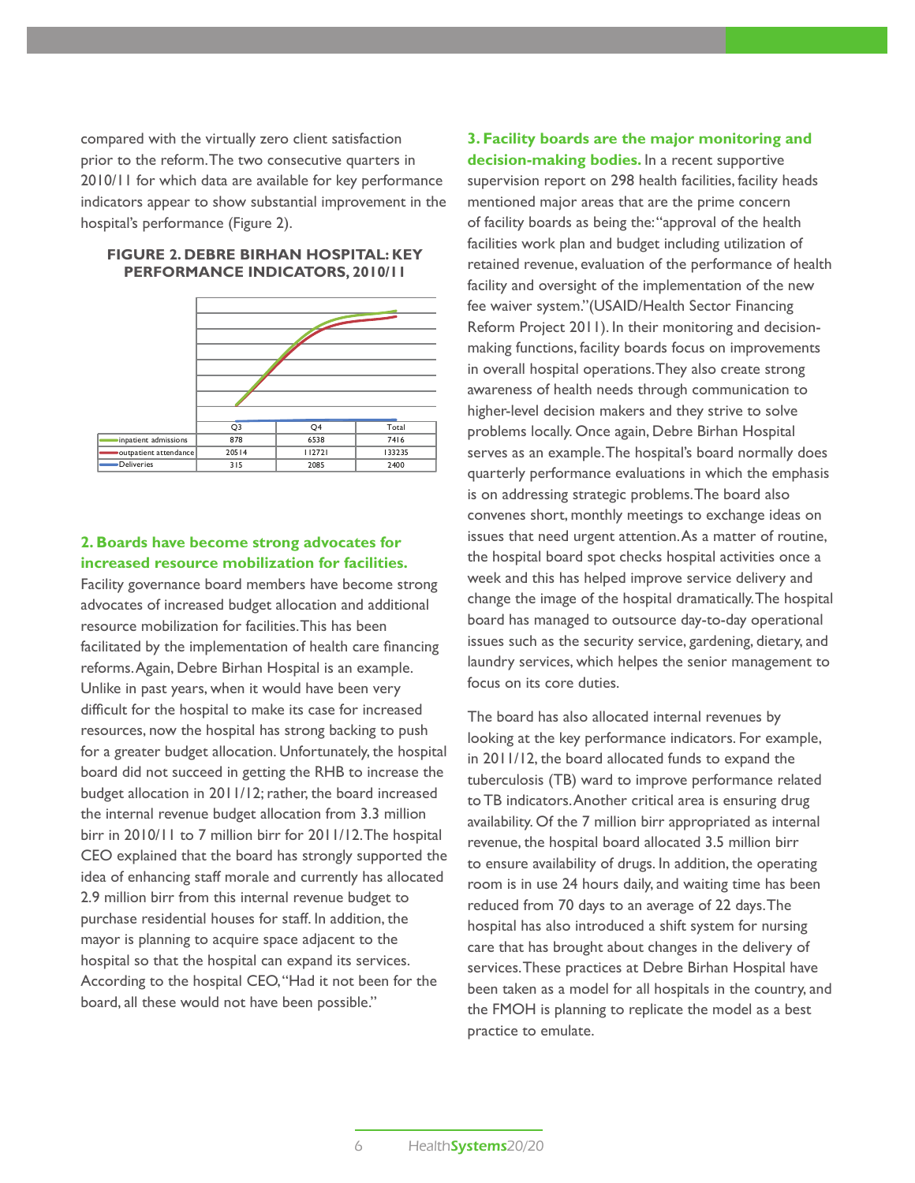compared with the virtually zero client satisfaction prior to the reform. The two consecutive quarters in 2010/11 for which data are available for key performance indicators appear to show substantial improvement in the hospital's performance (Figure 2).

**FIGURE 2. DEBRE BIRHAN HOSPITAL: KEY PERFORMANCE INDICATORS, 2010/11**

| | Q3 | Q4 | Total |
|---|---|---|---|
| inpatient admissions | 878 | 6538 | 7416 |
| outpatient attendance | 20514 | 112721 | 133235 |
| Deliveries | 315 | 2085 | 2400 |

### 2. Boards have become strong advocates for increased resource mobilization for facilities.

Facility governance board members have become strong advocates of increased budget allocation and additional resource mobilization for facilities. This has been facilitated by the implementation of health care financing reforms. Again, Debre Birhan Hospital is an example. Unlike in past years, when it would have been very difficult for the hospital to make its case for increased resources, now the hospital has strong backing to push for a greater budget allocation. Unfortunately, the hospital board did not succeed in getting the RHB to increase the budget allocation in 2011/12; rather, the board increased the internal revenue budget allocation from 3.3 million birr in 2010/11 to 7 million birr for 2011/12. The hospital CEO explained that the board has strongly supported the idea of enhancing staff morale and currently has allocated 2.9 million birr from this internal revenue budget to purchase residential houses for staff. In addition, the mayor is planning to acquire space adjacent to the hospital so that the hospital can expand its services. According to the hospital CEO, "Had it not been for the board, all these would not have been possible."

**3. Facility boards are the major monitoring and decision-making bodies.** In a recent supportive supervision report on 298 health facilities, facility heads mentioned major areas that are the prime concern of facility boards as being the: "approval of the health facilities work plan and budget including utilization of retained revenue, evaluation of the performance of health facility and oversight of the implementation of the new fee waiver system." (USAID/Health Sector Financing Reform Project 2011). In their monitoring and decision-making functions, facility boards focus on improvements in overall hospital operations. They also create strong awareness of health needs through communication to higher-level decision makers and they strive to solve problems locally. Once again, Debre Birhan Hospital serves as an example. The hospital's board normally does quarterly performance evaluations in which the emphasis is on addressing strategic problems. The board also convenes short, monthly meetings to exchange ideas on issues that need urgent attention. As a matter of routine, the hospital board spot checks hospital activities once a week and this has helped improve service delivery and change the image of the hospital dramatically. The hospital board has managed to outsource day-to-day operational issues such as the security service, gardening, dietary, and laundry services, which helpes the senior management to focus on its core duties.

The board has also allocated internal revenues by looking at the key performance indicators. For example, in 2011/12, the board allocated funds to expand the tuberculosis (TB) ward to improve performance related to TB indicators. Another critical area is ensuring drug availability. Of the 7 million birr appropriated as internal revenue, the hospital board allocated 3.5 million birr to ensure availability of drugs. In addition, the operating room is in use 24 hours daily, and waiting time has been reduced from 70 days to an average of 22 days. The hospital has also introduced a shift system for nursing care that has brought about changes in the delivery of services. These practices at Debre Birhan Hospital have been taken as a model for all hospitals in the country, and the FMOH is planning to replicate the model as a best practice to emulate.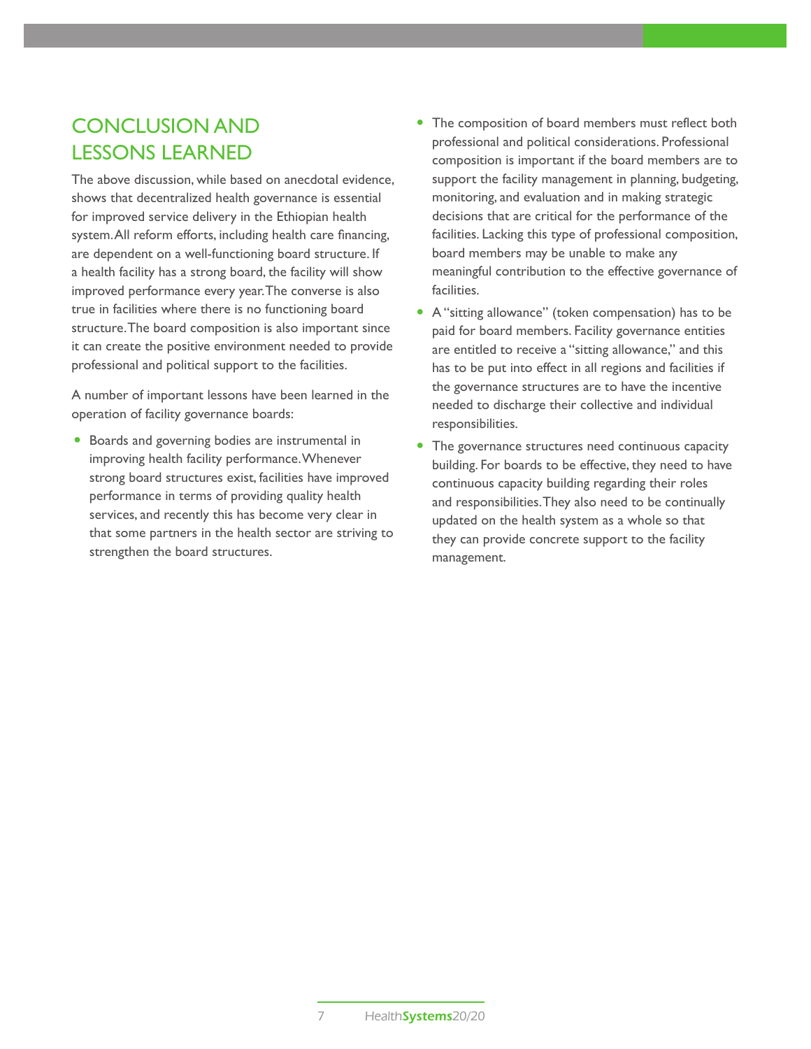## CONCLUSION AND LESSONS LEARNED

The above discussion, while based on anecdotal evidence, shows that decentralized health governance is essential for improved service delivery in the Ethiopian health system. All reform efforts, including health care financing, are dependent on a well-functioning board structure. If a health facility has a strong board, the facility will show improved performance every year. The converse is also true in facilities where there is no functioning board structure. The board composition is also important since it can create the positive environment needed to provide professional and political support to the facilities.

A number of important lessons have been learned in the operation of facility governance boards:

- Boards and governing bodies are instrumental in improving health facility performance. Whenever strong board structures exist, facilities have improved performance in terms of providing quality health services, and recently this has become very clear in that some partners in the health sector are striving to strengthen the board structures.
- The composition of board members must reflect both professional and political considerations. Professional composition is important if the board members are to support the facility management in planning, budgeting, monitoring, and evaluation and in making strategic decisions that are critical for the performance of the facilities. Lacking this type of professional composition, board members may be unable to make any meaningful contribution to the effective governance of facilities.
- A "sitting allowance" (token compensation) has to be paid for board members. Facility governance entities are entitled to receive a "sitting allowance," and this has to be put into effect in all regions and facilities if the governance structures are to have the incentive needed to discharge their collective and individual responsibilities.
- The governance structures need continuous capacity building. For boards to be effective, they need to have continuous capacity building regarding their roles and responsibilities. They also need to be continually updated on the health system as a whole so that they can provide concrete support to the facility management.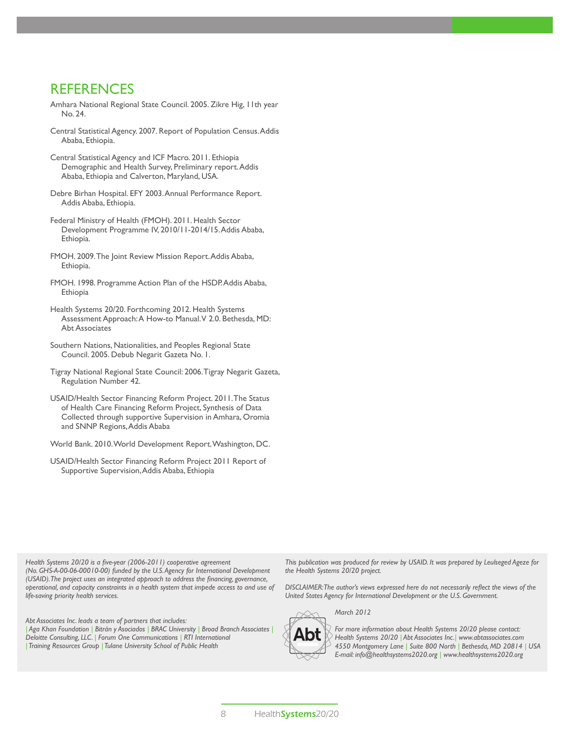# REFERENCES

Amhara National Regional State Council. 2005. Zikre Hig, 11th year No. 24.

Central Statistical Agency. 2007. Report of Population Census. Addis Ababa, Ethiopia.

Central Statistical Agency and ICF Macro. 2011. Ethiopia Demographic and Health Survey, Preliminary report. Addis Ababa, Ethiopia and Calverton, Maryland, USA.

Debre Birhan Hospital. EFY 2003. Annual Performance Report. Addis Ababa, Ethiopia.

Federal Ministry of Health (FMOH). 2011. Health Sector Development Programme IV, 2010/11-2014/15. Addis Ababa, Ethiopia.

FMOH. 2009. The Joint Review Mission Report. Addis Ababa, Ethiopia.

FMOH. 1998. Programme Action Plan of the HSDP. Addis Ababa, Ethiopia

Health Systems 20/20. Forthcoming 2012. Health Systems Assessment Approach: A How-to Manual. V 2.0. Bethesda, MD: Abt Associates

Southern Nations, Nationalities, and Peoples Regional State Council. 2005. Debub Negarit Gazeta No. 1.

Tigray National Regional State Council: 2006. Tigray Negarit Gazeta, Regulation Number 42.

USAID/Health Sector Financing Reform Project. 2011. The Status of Health Care Financing Reform Project, Synthesis of Data Collected through supportive Supervision in Amhara, Oromia and SNNP Regions, Addis Ababa

World Bank. 2010. World Development Report. Washington, DC.

USAID/Health Sector Financing Reform Project 2011 Report of Supportive Supervision, Addis Ababa, Ethiopia

*Health Systems 20/20 is a five-year (2006-2011) cooperative agreement (No. GHS-A-00-06-00010-00) funded by the U.S. Agency for International Development (USAID). The project uses an integrated approach to address the financing, governance, operational, and capacity constraints in a health system that impede access to and use of life-saving priority health services.*

*Abt Associates Inc. leads a team of partners that includes:*
*| Aga Khan Foundation | Bitrán y Asociados | BRAC University | Broad Branch Associates | Deloitte Consulting, LLC. | Forum One Communications | RTI International | Training Resources Group | Tulane University School of Public Health*

*This publication was produced for review by USAID. It was prepared by Leulseged Ageze for the Health Systems 20/20 project.*

*DISCLAIMER: The author's views expressed here do not necessarily reflect the views of the United States Agency for International Development or the U.S. Government.*

*March 2012*

*For more information about Health Systems 20/20 please contact:*
*Health Systems 20/20 | Abt Associates Inc. | www.abtassociates.com*
*4550 Montgomery Lane | Suite 800 North | Bethesda, MD 20814 | USA*
*E-mail: info@healthsystems2020.org | www.healthsystems2020.org*